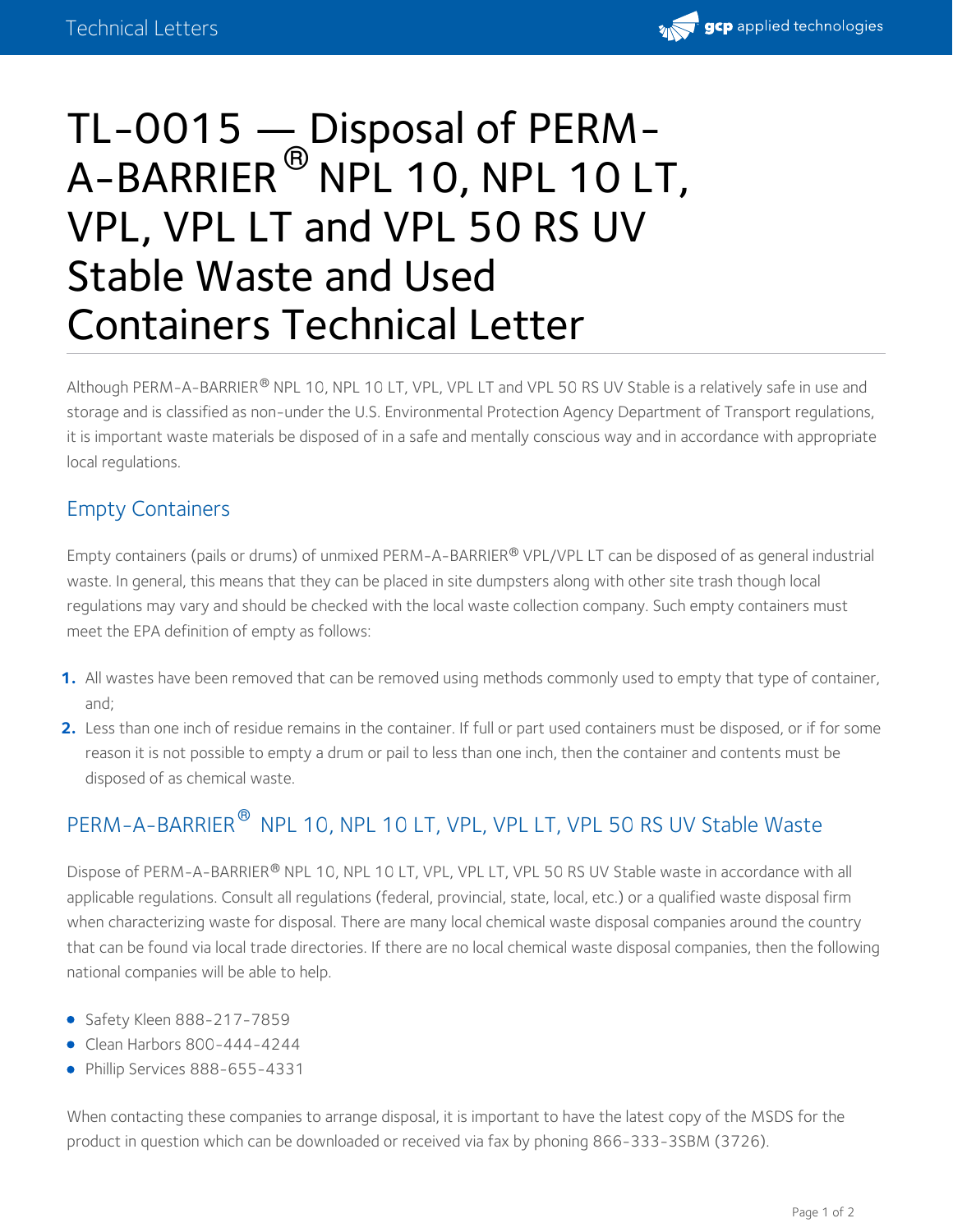# TL-0015 — Disposal of PERM-A-BARRIER® NPL 10, NPL 10 LT, VPL, VPL LT and VPL 50 RS UV Stable Waste and Used Containers Technical Letter

Although PERM-A-BARRIER® NPL 10, NPL 10 LT, VPL, VPL LT and VPL 50 RS UV Stable is a relatively safe in use and storage and is classified as non-under the U.S. Environmental Protection Agency Department of Transport regulations, it is important waste materials be disposed of in a safe and mentally conscious way and in accordance with appropriate local regulations.

## Empty Containers

Empty containers (pails or drums) of unmixed PERM-A-BARRIER® VPL/VPL LT can be disposed of as general industrial waste. In general, this means that they can be placed in site dumpsters along with other site trash though local regulations may vary and should be checked with the local waste collection company. Such empty containers must meet the EPA definition of empty as follows:

1. All wastes have been removed that can be removed using methods commonly used to empty that type of container, and;
2. Less than one inch of residue remains in the container. If full or part used containers must be disposed, or if for some reason it is not possible to empty a drum or pail to less than one inch, then the container and contents must be disposed of as chemical waste.

## PERM-A-BARRIER® NPL 10, NPL 10 LT, VPL, VPL LT, VPL 50 RS UV Stable Waste

Dispose of PERM-A-BARRIER® NPL 10, NPL 10 LT, VPL, VPL LT, VPL 50 RS UV Stable waste in accordance with all applicable regulations. Consult all regulations (federal, provincial, state, local, etc.) or a qualified waste disposal firm when characterizing waste for disposal. There are many local chemical waste disposal companies around the country that can be found via local trade directories. If there are no local chemical waste disposal companies, then the following national companies will be able to help.

- Safety Kleen 888-217-7859
- Clean Harbors 800-444-4244
- Phillip Services 888-655-4331

When contacting these companies to arrange disposal, it is important to have the latest copy of the MSDS for the product in question which can be downloaded or received via fax by phoning 866-333-3SBM (3726).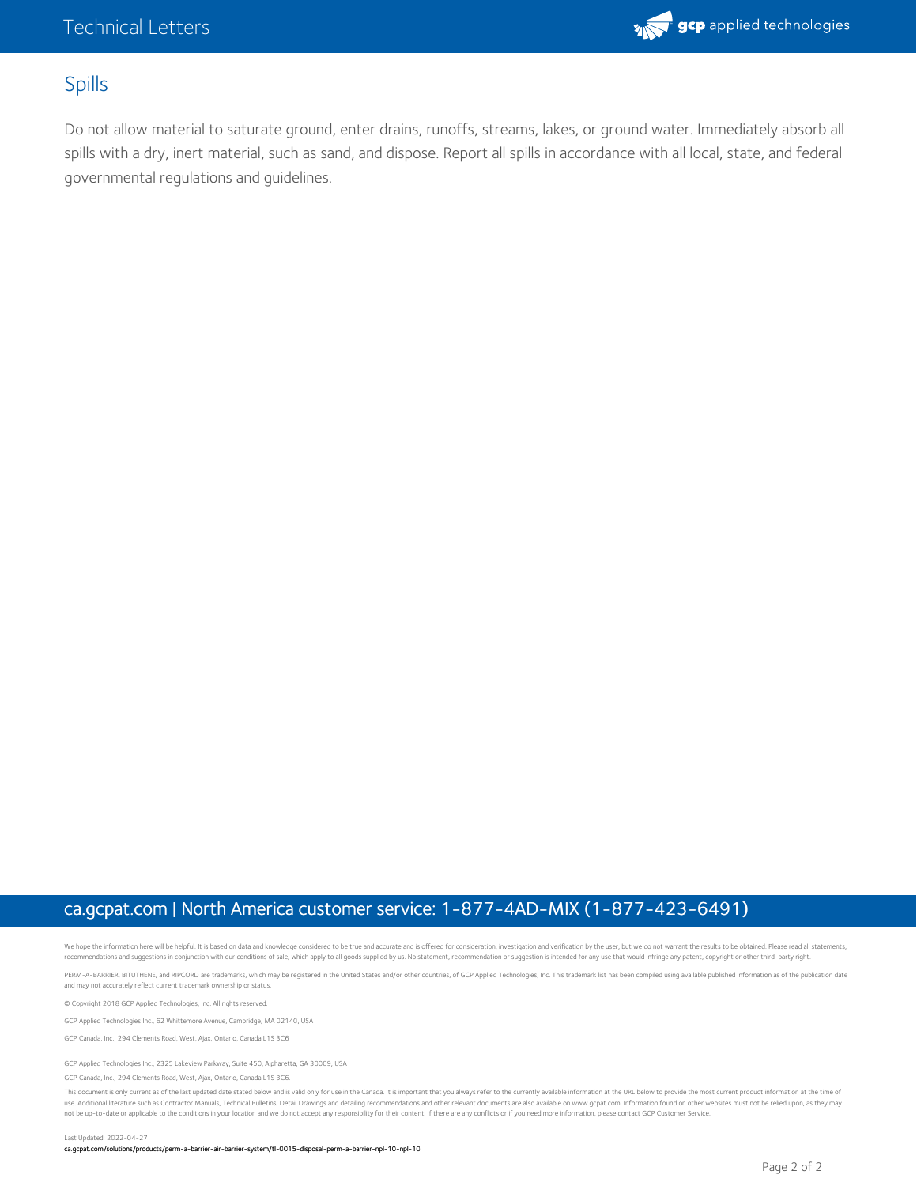## Spills

Do not allow material to saturate ground, enter drains, runoffs, streams, lakes, or ground water. Immediately absorb all spills with a dry, inert material, such as sand, and dispose. Report all spills in accordance with all local, state, and federal governmental regulations and guidelines.

ca.gcpat.com | North America customer service: 1-877-4AD-MIX (1-877-423-6491)

We hope the information here will be helpful. It is based on data and knowledge considered to be true and accurate and is offered for consideration, investigation and verification by the user, but we do not warrant the results to be obtained. Please read all statements, recommendations and suggestions in conjunction with our conditions of sale, which apply to all goods supplied by us. No statement, recommendation or suggestion is intended for any use that would infringe any patent, copyright or other third-party right.

PERM-A-BARRIER, BITUTHENE, and RIPCORD are trademarks, which may be registered in the United States and/or other countries, of GCP Applied Technologies, Inc. This trademark list has been compiled using available published information as of the publication date and may not accurately reflect current trademark ownership or status.

© Copyright 2018 GCP Applied Technologies, Inc. All rights reserved.

GCP Applied Technologies Inc., 62 Whittemore Avenue, Cambridge, MA 02140, USA

GCP Canada, Inc., 294 Clements Road, West, Ajax, Ontario, Canada L1S 3C6

GCP Applied Technologies Inc., 2325 Lakeview Parkway, Suite 450, Alpharetta, GA 30009, USA

GCP Canada, Inc., 294 Clements Road, West, Ajax, Ontario, Canada L1S 3C6.

This document is only current as of the last updated date stated below and is valid only for use in the Canada. It is important that you always refer to the currently available information at the URL below to provide the most current product information at the time of use. Additional literature such as Contractor Manuals, Technical Bulletins, Detail Drawings and detailing recommendations and other relevant documents are also available on www.gcpat.com. Information found on other websites must not be relied upon, as they may not be up-to-date or applicable to the conditions in your location and we do not accept any responsibility for their content. If there are any conflicts or if you need more information, please contact GCP Customer Service.

Last Updated: 2022-04-27

ca.gcpat.com/solutions/products/perm-a-barrier-air-barrier-system/tl-0015-disposal-perm-a-barrier-npl-10-npl-10